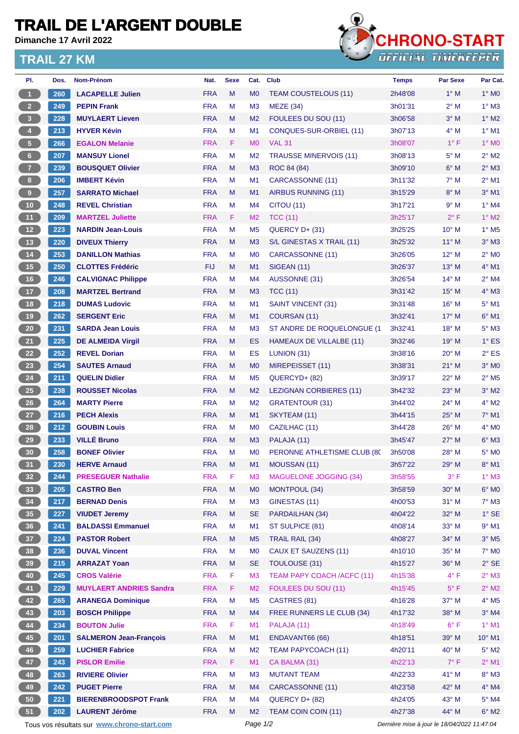# TRAIL DE L'ARGENT DOUBLE

**Dimanche 17 Avril 2022**

## TRAIL 27 KM

CHRONO-START
OFFICIAL TIMEKEEPER

| Pl. | Dos. | Nom-Prénom | Nat. | Sexe | Cat. | Club | Temps | Par Sexe | Par Cat. |
|---|---|---|---|---|---|---|---|---|---|
| 1 | 260 | **LACAPELLE Julien** | FRA | M | M0 | TEAM COUSTELOUS (11) | 2h48'08 | 1° M | 1° M0 |
| 2 | 249 | **PEPIN Frank** | FRA | M | M3 | MEZE (34) | 3h01'31 | 2° M | 1° M3 |
| 3 | 228 | **MUYLAERT Lieven** | FRA | M | M2 | FOULEES DU SOU (11) | 3h06'58 | 3° M | 1° M2 |
| 4 | 213 | **HYVER Kévin** | FRA | M | M1 | CONQUES-SUR-ORBIEL (11) | 3h07'13 | 4° M | 1° M1 |
| 5 | 266 | **EGALON Melanie** | FRA | F | M0 | VAL 31 | 3h08'07 | 1° F | 1° M0 |
| 6 | 207 | **MANSUY Lionel** | FRA | M | M2 | TRAUSSE MINERVOIS (11) | 3h08'13 | 5° M | 2° M2 |
| 7 | 239 | **BOUSQUET Olivier** | FRA | M | M3 | ROC 84 (84) | 3h09'10 | 6° M | 2° M3 |
| 8 | 206 | **IMBERT Kévin** | FRA | M | M1 | CARCASSONNE (11) | 3h11'32 | 7° M | 2° M1 |
| 9 | 257 | **SARRATO Michael** | FRA | M | M1 | AIRBUS RUNNING (11) | 3h15'29 | 8° M | 3° M1 |
| 10 | 248 | **REVEL Christian** | FRA | M | M4 | CITOU (11) | 3h17'21 | 9° M | 1° M4 |
| 11 | 209 | **MARTZEL Juliette** | FRA | F | M2 | TCC (11) | 3h25'17 | 2° F | 1° M2 |
| 12 | 223 | **NARDIN Jean-Louis** | FRA | M | M5 | QUERCY D+ (31) | 3h25'25 | 10° M | 1° M5 |
| 13 | 220 | **DIVEUX Thierry** | FRA | M | M3 | S/L GINESTAS X TRAIL (11) | 3h25'32 | 11° M | 3° M3 |
| 14 | 253 | **DANILLON Mathias** | FRA | M | M0 | CARCASSONNE (11) | 3h26'05 | 12° M | 2° M0 |
| 15 | 250 | **CLOTTES Frédéric** | FIJ | M | M1 | SIGEAN (11) | 3h26'37 | 13° M | 4° M1 |
| 16 | 246 | **CALVIGNAC Philippe** | FRA | M | M4 | AUSSONNE (31) | 3h26'54 | 14° M | 2° M4 |
| 17 | 208 | **MARTZEL Bertrand** | FRA | M | M3 | TCC (11) | 3h31'42 | 15° M | 4° M3 |
| 18 | 218 | **DUMAS Ludovic** | FRA | M | M1 | SAINT VINCENT (31) | 3h31'48 | 16° M | 5° M1 |
| 19 | 262 | **SERGENT Eric** | FRA | M | M1 | COURSAN (11) | 3h32'41 | 17° M | 6° M1 |
| 20 | 231 | **SARDA Jean Louis** | FRA | M | M3 | ST ANDRE DE ROQUELONGUE (1 | 3h32'41 | 18° M | 5° M3 |
| 21 | 225 | **DE ALMEIDA Virgil** | FRA | M | ES | HAMEAUX DE VILLALBE (11) | 3h32'46 | 19° M | 1° ES |
| 22 | 252 | **REVEL Dorian** | FRA | M | ES | LUNION (31) | 3h38'16 | 20° M | 2° ES |
| 23 | 254 | **SAUTES Arnaud** | FRA | M | M0 | MIREPEISSET (11) | 3h38'31 | 21° M | 3° M0 |
| 24 | 211 | **QUELIN Didier** | FRA | M | M5 | QUERCYD+ (82) | 3h39'17 | 22° M | 2° M5 |
| 25 | 238 | **ROUSSET Nicolas** | FRA | M | M2 | LEZIGNAN CORBIERES (11) | 3h42'32 | 23° M | 3° M2 |
| 26 | 264 | **MARTY Pierre** | FRA | M | M2 | GRATENTOUR (31) | 3h44'02 | 24° M | 4° M2 |
| 27 | 216 | **PECH Alexis** | FRA | M | M1 | SKYTEAM (11) | 3h44'15 | 25° M | 7° M1 |
| 28 | 212 | **GOUBIN Louis** | FRA | M | M0 | CAZILHAC (11) | 3h44'28 | 26° M | 4° M0 |
| 29 | 233 | **VILLÉ Bruno** | FRA | M | M3 | PALAJA (11) | 3h45'47 | 27° M | 6° M3 |
| 30 | 258 | **BONEF Olivier** | FRA | M | M0 | PERONNE ATHLETISME CLUB (8( | 3h50'08 | 28° M | 5° M0 |
| 31 | 230 | **HERVE Arnaud** | FRA | M | M1 | MOUSSAN (11) | 3h57'22 | 29° M | 8° M1 |
| 32 | 244 | **PRESEGUER Nathalie** | FRA | F | M3 | MAGUELONE JOGGING (34) | 3h58'55 | 3° F | 1° M3 |
| 33 | 205 | **CASTRO Ben** | FRA | M | M0 | MONTPOUL (34) | 3h58'59 | 30° M | 6° M0 |
| 34 | 217 | **BERNAD Denis** | FRA | M | M3 | GINESTAS (11) | 4h00'53 | 31° M | 7° M3 |
| 35 | 227 | **VIUDET Jeremy** | FRA | M | SE | PARDAILHAN (34) | 4h04'22 | 32° M | 1° SE |
| 36 | 241 | **BALDASSI Emmanuel** | FRA | M | M1 | ST SULPICE (81) | 4h08'14 | 33° M | 9° M1 |
| 37 | 224 | **PASTOR Robert** | FRA | M | M5 | TRAIL RAIL (34) | 4h08'27 | 34° M | 3° M5 |
| 38 | 236 | **DUVAL Vincent** | FRA | M | M0 | CAUX ET SAUZENS (11) | 4h10'10 | 35° M | 7° M0 |
| 39 | 215 | **ARRAZAT Yoan** | FRA | M | SE | TOULOUSE (31) | 4h15'27 | 36° M | 2° SE |
| 40 | 245 | **CROS Valérie** | FRA | F | M3 | TEAM PAPY COACH /ACFC (11) | 4h15'38 | 4° F | 2° M3 |
| 41 | 229 | **MUYLAERT ANDRIES Sandra** | FRA | F | M2 | FOULEES DU SOU (11) | 4h15'45 | 5° F | 2° M2 |
| 42 | 265 | **ARANEGA Dominique** | FRA | M | M5 | CASTRES (81) | 4h16'28 | 37° M | 4° M5 |
| 43 | 203 | **BOSCH Philippe** | FRA | M | M4 | FREE RUNNERS LE CLUB (34) | 4h17'32 | 38° M | 3° M4 |
| 44 | 234 | **BOUTON Julie** | FRA | F | M1 | PALAJA (11) | 4h18'49 | 6° F | 1° M1 |
| 45 | 201 | **SALMERON Jean-François** | FRA | M | M1 | ENDAVANT66 (66) | 4h18'51 | 39° M | 10° M1 |
| 46 | 259 | **LUCHIER Fabrice** | FRA | M | M2 | TEAM PAPYCOACH (11) | 4h20'11 | 40° M | 5° M2 |
| 47 | 243 | **PISLOR Emilie** | FRA | F | M1 | CA BALMA (31) | 4h22'13 | 7° F | 2° M1 |
| 48 | 263 | **RIVIERE Olivier** | FRA | M | M3 | MUTANT TEAM | 4h22'33 | 41° M | 8° M3 |
| 49 | 242 | **PUGET Pierre** | FRA | M | M4 | CARCASSONNE (11) | 4h23'58 | 42° M | 4° M4 |
| 50 | 221 | **BIERENBROODSPOT Frank** | FRA | M | M4 | QUERCY D+ (82) | 4h24'05 | 43° M | 5° M4 |
| 51 | 202 | **LAURENT Jérôme** | FRA | M | M2 | TEAM COIN COIN (11) | 4h27'38 | 44° M | 6° M2 |

Tous vos résultats sur www.chrono-start.com

*Dernière mise à jour le 18/04/2022 11:47:04*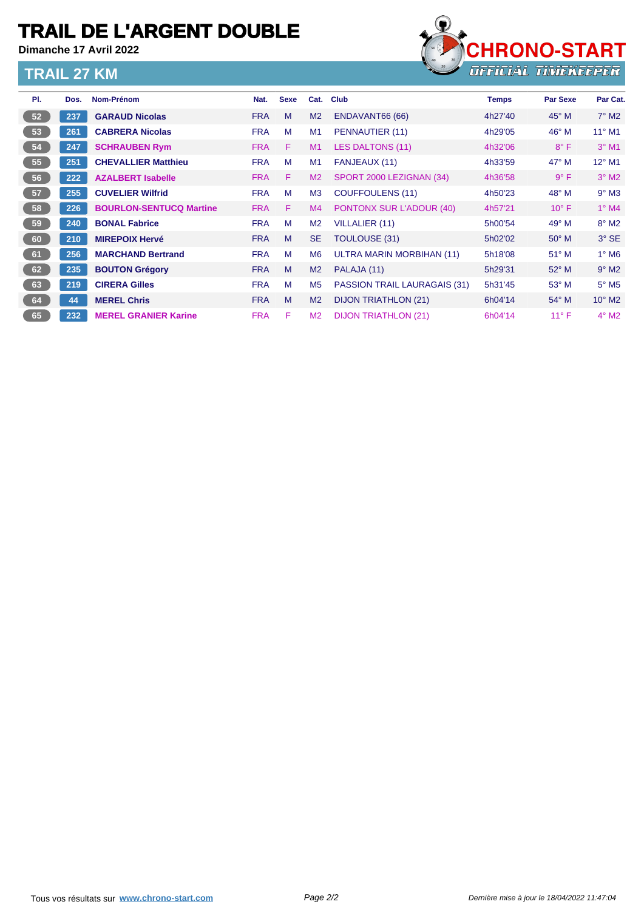# TRAIL DE L'ARGENT DOUBLE

**Dimanche 17 Avril 2022**

CHRONO-START
OFFICIAL TIMEKEEPER

## TRAIL 27 KM

| Pl. | Dos. | Nom-Prénom | Nat. | Sexe | Cat. | Club | Temps | Par Sexe | Par Cat. |
|---|---|---|---|---|---|---|---|---|---|
| 52 | 237 | **GARAUD Nicolas** | FRA | M | M2 | ENDAVANT66 (66) | 4h27'40 | 45° M | 7° M2 |
| 53 | 261 | **CABRERA Nicolas** | FRA | M | M1 | PENNAUTIER (11) | 4h29'05 | 46° M | 11° M1 |
| 54 | 247 | **SCHRAUBEN Rym** | FRA | F | M1 | LES DALTONS (11) | 4h32'06 | 8° F | 3° M1 |
| 55 | 251 | **CHEVALLIER Matthieu** | FRA | M | M1 | FANJEAUX (11) | 4h33'59 | 47° M | 12° M1 |
| 56 | 222 | **AZALBERT Isabelle** | FRA | F | M2 | SPORT 2000 LEZIGNAN (34) | 4h36'58 | 9° F | 3° M2 |
| 57 | 255 | **CUVELIER Wilfrid** | FRA | M | M3 | COUFFOULENS (11) | 4h50'23 | 48° M | 9° M3 |
| 58 | 226 | **BOURLON-SENTUCQ Martine** | FRA | F | M4 | PONTONX SUR L'ADOUR (40) | 4h57'21 | 10° F | 1° M4 |
| 59 | 240 | **BONAL Fabrice** | FRA | M | M2 | VILLALIER (11) | 5h00'54 | 49° M | 8° M2 |
| 60 | 210 | **MIREPOIX Hervé** | FRA | M | SE | TOULOUSE (31) | 5h02'02 | 50° M | 3° SE |
| 61 | 256 | **MARCHAND Bertrand** | FRA | M | M6 | ULTRA MARIN MORBIHAN (11) | 5h18'08 | 51° M | 1° M6 |
| 62 | 235 | **BOUTON Grégory** | FRA | M | M2 | PALAJA (11) | 5h29'31 | 52° M | 9° M2 |
| 63 | 219 | **CIRERA Gilles** | FRA | M | M5 | PASSION TRAIL LAURAGAIS (31) | 5h31'45 | 53° M | 5° M5 |
| 64 | 44 | **MEREL Chris** | FRA | M | M2 | DIJON TRIATHLON (21) | 6h04'14 | 54° M | 10° M2 |
| 65 | 232 | **MEREL GRANIER Karine** | FRA | F | M2 | DIJON TRIATHLON (21) | 6h04'14 | 11° F | 4° M2 |

Tous vos résultats sur **www.chrono-start.com** — *Dernière mise à jour le 18/04/2022 11:47:04*